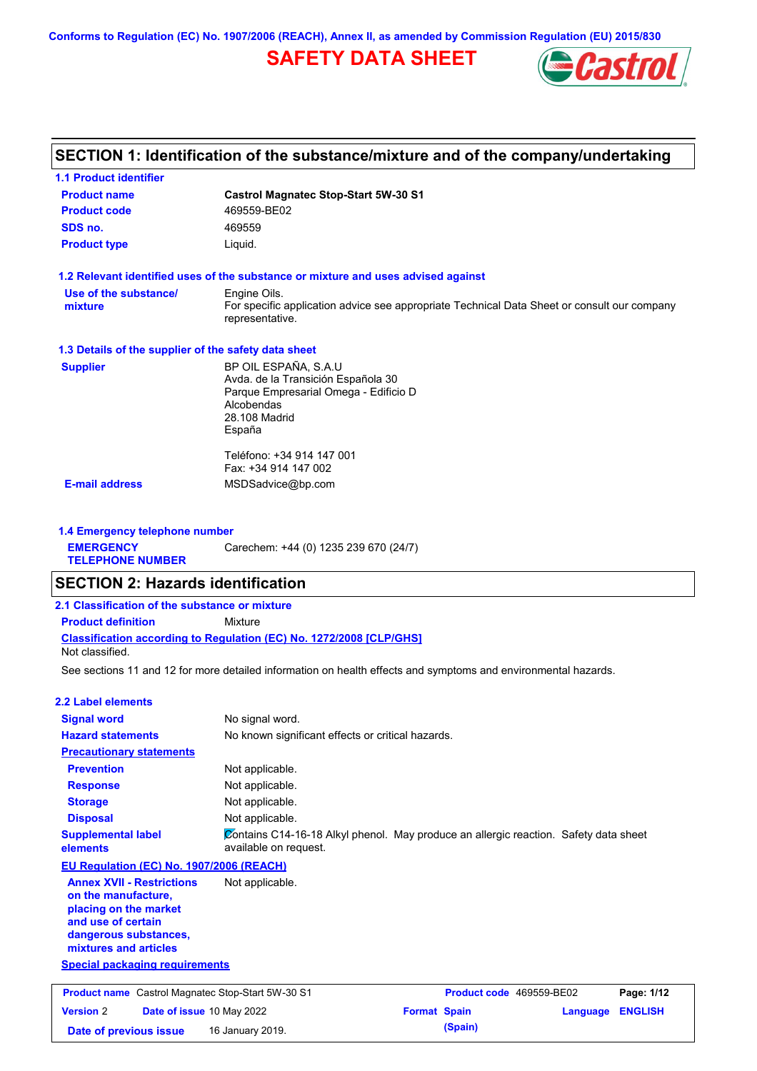Conforms to Regulation (EC) No. 1907/2006 (REACH), Annex II, as amended by Commission Regulation (EU) 2015/830

# SAFETY DATA SHEET

## SECTION 1: Identification of the substance/mixture and of the company/undertaking

### 1.1 Product identifier

| | |
|---|---|
| **Product name** | **Castrol Magnatec Stop-Start 5W-30 S1** |
| **Product code** | 469559-BE02 |
| **SDS no.** | 469559 |
| **Product type** | Liquid. |

### 1.2 Relevant identified uses of the substance or mixture and uses advised against

**Use of the substance/ mixture**
Engine Oils.
For specific application advice see appropriate Technical Data Sheet or consult our company representative.

### 1.3 Details of the supplier of the safety data sheet

**Supplier**
BP OIL ESPAÑA, S.A.U
Avda. de la Transición Española 30
Parque Empresarial Omega - Edificio D
Alcobendas
28.108 Madrid
España

Teléfono: +34 914 147 001
Fax: +34 914 147 002

**E-mail address** MSDSadvice@bp.com

### 1.4 Emergency telephone number

**EMERGENCY TELEPHONE NUMBER** Carechem: +44 (0) 1235 239 670 (24/7)

## SECTION 2: Hazards identification

### 2.1 Classification of the substance or mixture

**Product definition** Mixture

**Classification according to Regulation (EC) No. 1272/2008 [CLP/GHS]**
Not classified.

See sections 11 and 12 for more detailed information on health effects and symptoms and environmental hazards.

### 2.2 Label elements

| | |
|---|---|
| **Signal word** | No signal word. |
| **Hazard statements** | No known significant effects or critical hazards. |

**Precautionary statements**

| | |
|---|---|
| **Prevention** | Not applicable. |
| **Response** | Not applicable. |
| **Storage** | Not applicable. |
| **Disposal** | Not applicable. |
| **Supplemental label elements** | Contains C14-16-18 Alkyl phenol. May produce an allergic reaction. Safety data sheet available on request. |

**EU Regulation (EC) No. 1907/2006 (REACH)**

**Annex XVII - Restrictions on the manufacture, placing on the market and use of certain dangerous substances, mixtures and articles** Not applicable.

**Special packaging requirements**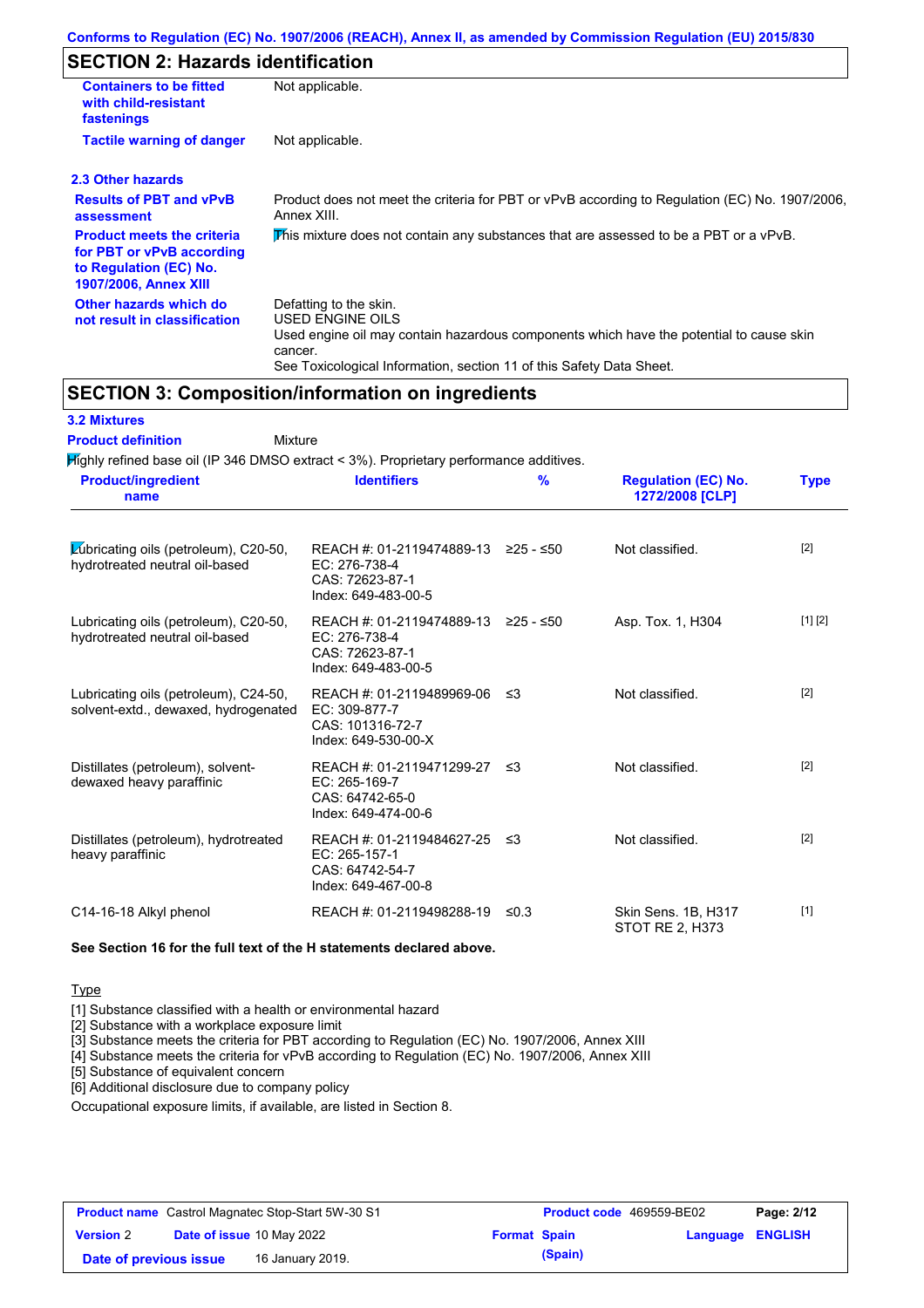## SECTION 2: Hazards identification

| | |
|---|---|
| **Containers to be fitted with child-resistant fastenings** | Not applicable. |
| **Tactile warning of danger** | Not applicable. |

### 2.3 Other hazards

| | |
|---|---|
| **Results of PBT and vPvB assessment** | Product does not meet the criteria for PBT or vPvB according to Regulation (EC) No. 1907/2006, Annex XIII. |
| **Product meets the criteria for PBT or vPvB according to Regulation (EC) No. 1907/2006, Annex XIII** | This mixture does not contain any substances that are assessed to be a PBT or a vPvB. |
| **Other hazards which do not result in classification** | Defatting to the skin.<br>USED ENGINE OILS<br>Used engine oil may contain hazardous components which have the potential to cause skin cancer.<br>See Toxicological Information, section 11 of this Safety Data Sheet. |

## SECTION 3: Composition/information on ingredients

### 3.2 Mixtures

**Product definition** Mixture

Highly refined base oil (IP 346 DMSO extract < 3%). Proprietary performance additives.

| Product/ingredient name | Identifiers | % | Regulation (EC) No. 1272/2008 [CLP] | Type |
|---|---|---|---|---|
| Lubricating oils (petroleum), C20-50, hydrotreated neutral oil-based | REACH #: 01-2119474889-13<br>EC: 276-738-4<br>CAS: 72623-87-1<br>Index: 649-483-00-5 | ≥25 - ≤50 | Not classified. | [2] |
| Lubricating oils (petroleum), C20-50, hydrotreated neutral oil-based | REACH #: 01-2119474889-13<br>EC: 276-738-4<br>CAS: 72623-87-1<br>Index: 649-483-00-5 | ≥25 - ≤50 | Asp. Tox. 1, H304 | [1] [2] |
| Lubricating oils (petroleum), C24-50, solvent-extd., dewaxed, hydrogenated | REACH #: 01-2119489969-06<br>EC: 309-877-7<br>CAS: 101316-72-7<br>Index: 649-530-00-X | ≤3 | Not classified. | [2] |
| Distillates (petroleum), solvent-dewaxed heavy paraffinic | REACH #: 01-2119471299-27<br>EC: 265-169-7<br>CAS: 64742-65-0<br>Index: 649-474-00-6 | ≤3 | Not classified. | [2] |
| Distillates (petroleum), hydrotreated heavy paraffinic | REACH #: 01-2119484627-25<br>EC: 265-157-1<br>CAS: 64742-54-7<br>Index: 649-467-00-8 | ≤3 | Not classified. | [2] |
| C14-16-18 Alkyl phenol | REACH #: 01-2119498288-19 | ≤0.3 | Skin Sens. 1B, H317<br>STOT RE 2, H373 | [1] |

**See Section 16 for the full text of the H statements declared above.**

Type

[1] Substance classified with a health or environmental hazard
[2] Substance with a workplace exposure limit
[3] Substance meets the criteria for PBT according to Regulation (EC) No. 1907/2006, Annex XIII
[4] Substance meets the criteria for vPvB according to Regulation (EC) No. 1907/2006, Annex XIII
[5] Substance of equivalent concern
[6] Additional disclosure due to company policy

Occupational exposure limits, if available, are listed in Section 8.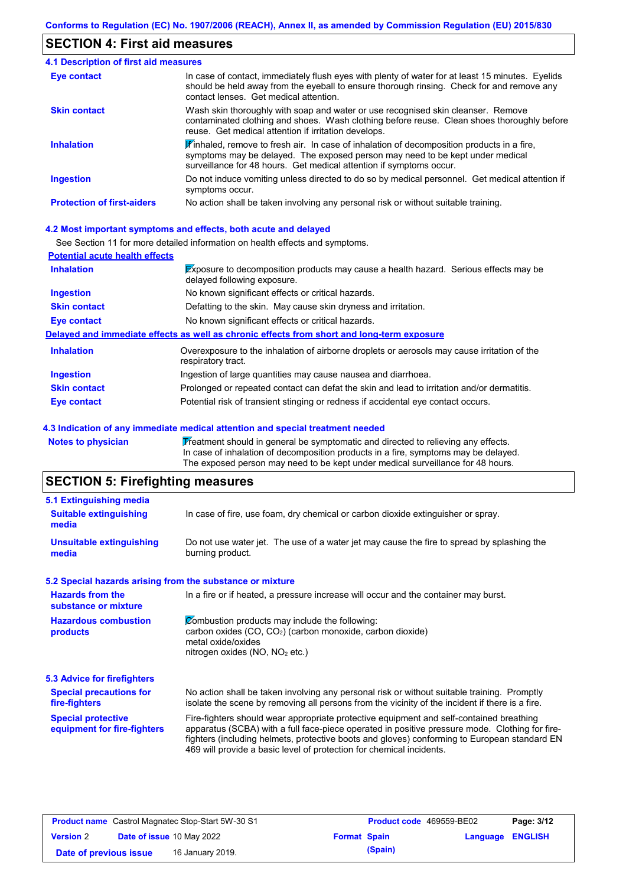## SECTION 4: First aid measures

### 4.1 Description of first aid measures

| | |
|---|---|
| **Eye contact** | In case of contact, immediately flush eyes with plenty of water for at least 15 minutes. Eyelids should be held away from the eyeball to ensure thorough rinsing. Check for and remove any contact lenses. Get medical attention. |
| **Skin contact** | Wash skin thoroughly with soap and water or use recognised skin cleanser. Remove contaminated clothing and shoes. Wash clothing before reuse. Clean shoes thoroughly before reuse. Get medical attention if irritation develops. |
| **Inhalation** | If inhaled, remove to fresh air. In case of inhalation of decomposition products in a fire, symptoms may be delayed. The exposed person may need to be kept under medical surveillance for 48 hours. Get medical attention if symptoms occur. |
| **Ingestion** | Do not induce vomiting unless directed to do so by medical personnel. Get medical attention if symptoms occur. |
| **Protection of first-aiders** | No action shall be taken involving any personal risk or without suitable training. |

### 4.2 Most important symptoms and effects, both acute and delayed

See Section 11 for more detailed information on health effects and symptoms.

**Potential acute health effects**

| | |
|---|---|
| **Inhalation** | Exposure to decomposition products may cause a health hazard. Serious effects may be delayed following exposure. |
| **Ingestion** | No known significant effects or critical hazards. |
| **Skin contact** | Defatting to the skin. May cause skin dryness and irritation. |
| **Eye contact** | No known significant effects or critical hazards. |

**Delayed and immediate effects as well as chronic effects from short and long-term exposure**

| | |
|---|---|
| **Inhalation** | Overexposure to the inhalation of airborne droplets or aerosols may cause irritation of the respiratory tract. |
| **Ingestion** | Ingestion of large quantities may cause nausea and diarrhoea. |
| **Skin contact** | Prolonged or repeated contact can defat the skin and lead to irritation and/or dermatitis. |
| **Eye contact** | Potential risk of transient stinging or redness if accidental eye contact occurs. |

### 4.3 Indication of any immediate medical attention and special treatment needed

| | |
|---|---|
| **Notes to physician** | Treatment should in general be symptomatic and directed to relieving any effects. In case of inhalation of decomposition products in a fire, symptoms may be delayed. The exposed person may need to be kept under medical surveillance for 48 hours. |

## SECTION 5: Firefighting measures

### 5.1 Extinguishing media

| | |
|---|---|
| **Suitable extinguishing media** | In case of fire, use foam, dry chemical or carbon dioxide extinguisher or spray. |
| **Unsuitable extinguishing media** | Do not use water jet. The use of a water jet may cause the fire to spread by splashing the burning product. |

### 5.2 Special hazards arising from the substance or mixture

| | |
|---|---|
| **Hazards from the substance or mixture** | In a fire or if heated, a pressure increase will occur and the container may burst. |
| **Hazardous combustion products** | Combustion products may include the following:<br>carbon oxides (CO, $CO_2$) (carbon monoxide, carbon dioxide)<br>metal oxide/oxides<br>nitrogen oxides (NO, $NO_2$ etc.) |

### 5.3 Advice for firefighters

| | |
|---|---|
| **Special precautions for fire-fighters** | No action shall be taken involving any personal risk or without suitable training. Promptly isolate the scene by removing all persons from the vicinity of the incident if there is a fire. |
| **Special protective equipment for fire-fighters** | Fire-fighters should wear appropriate protective equipment and self-contained breathing apparatus (SCBA) with a full face-piece operated in positive pressure mode. Clothing for fire-fighters (including helmets, protective boots and gloves) conforming to European standard EN 469 will provide a basic level of protection for chemical incidents. |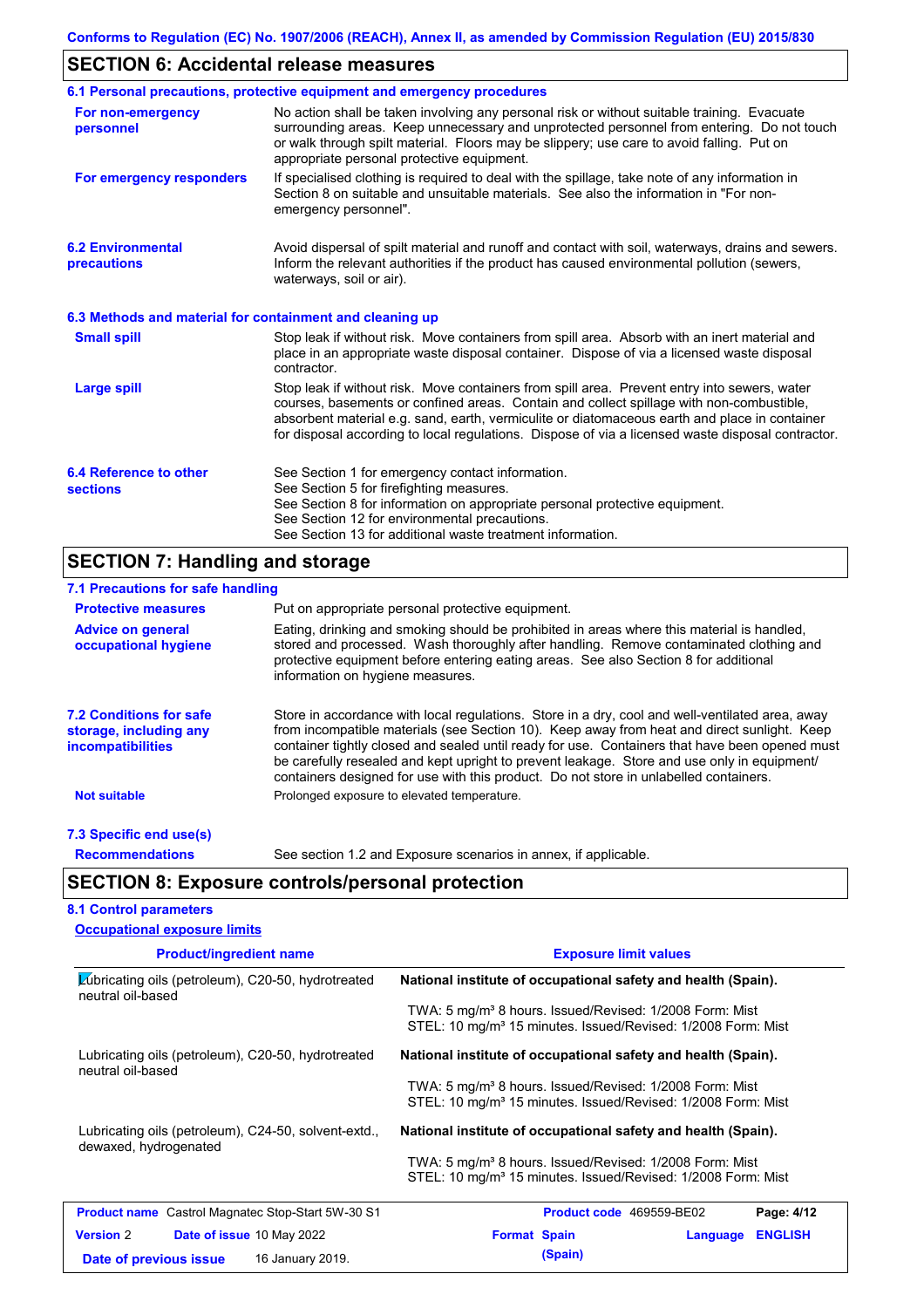## SECTION 6: Accidental release measures

### 6.1 Personal precautions, protective equipment and emergency procedures

**For non-emergency personnel**

No action shall be taken involving any personal risk or without suitable training. Evacuate surrounding areas. Keep unnecessary and unprotected personnel from entering. Do not touch or walk through spilt material. Floors may be slippery; use care to avoid falling. Put on appropriate personal protective equipment.

**For emergency responders**

If specialised clothing is required to deal with the spillage, take note of any information in Section 8 on suitable and unsuitable materials. See also the information in "For non-emergency personnel".

### 6.2 Environmental precautions

Avoid dispersal of spilt material and runoff and contact with soil, waterways, drains and sewers. Inform the relevant authorities if the product has caused environmental pollution (sewers, waterways, soil or air).

### 6.3 Methods and material for containment and cleaning up

**Small spill**

Stop leak if without risk. Move containers from spill area. Absorb with an inert material and place in an appropriate waste disposal container. Dispose of via a licensed waste disposal contractor.

**Large spill**

Stop leak if without risk. Move containers from spill area. Prevent entry into sewers, water courses, basements or confined areas. Contain and collect spillage with non-combustible, absorbent material e.g. sand, earth, vermiculite or diatomaceous earth and place in container for disposal according to local regulations. Dispose of via a licensed waste disposal contractor.

### 6.4 Reference to other sections

See Section 1 for emergency contact information.
See Section 5 for firefighting measures.
See Section 8 for information on appropriate personal protective equipment.
See Section 12 for environmental precautions.
See Section 13 for additional waste treatment information.

## SECTION 7: Handling and storage

### 7.1 Precautions for safe handling

**Protective measures**

Put on appropriate personal protective equipment.

**Advice on general occupational hygiene**

Eating, drinking and smoking should be prohibited in areas where this material is handled, stored and processed. Wash thoroughly after handling. Remove contaminated clothing and protective equipment before entering eating areas. See also Section 8 for additional information on hygiene measures.

### 7.2 Conditions for safe storage, including any incompatibilities

Store in accordance with local regulations. Store in a dry, cool and well-ventilated area, away from incompatible materials (see Section 10). Keep away from heat and direct sunlight. Keep container tightly closed and sealed until ready for use. Containers that have been opened must be carefully resealed and kept upright to prevent leakage. Store and use only in equipment/ containers designed for use with this product. Do not store in unlabelled containers.

**Not suitable**

Prolonged exposure to elevated temperature.

### 7.3 Specific end use(s)

**Recommendations**

See section 1.2 and Exposure scenarios in annex, if applicable.

## SECTION 8: Exposure controls/personal protection

### 8.1 Control parameters

**Occupational exposure limits**

| Product/ingredient name | Exposure limit values |
|---|---|
| Lubricating oils (petroleum), C20-50, hydrotreated neutral oil-based | **National institute of occupational safety and health (Spain).**<br>TWA: 5 mg/m³ 8 hours. Issued/Revised: 1/2008 Form: Mist<br>STEL: 10 mg/m³ 15 minutes. Issued/Revised: 1/2008 Form: Mist |
| Lubricating oils (petroleum), C20-50, hydrotreated neutral oil-based | **National institute of occupational safety and health (Spain).**<br>TWA: 5 mg/m³ 8 hours. Issued/Revised: 1/2008 Form: Mist<br>STEL: 10 mg/m³ 15 minutes. Issued/Revised: 1/2008 Form: Mist |
| Lubricating oils (petroleum), C24-50, solvent-extd., dewaxed, hydrogenated | **National institute of occupational safety and health (Spain).**<br>TWA: 5 mg/m³ 8 hours. Issued/Revised: 1/2008 Form: Mist<br>STEL: 10 mg/m³ 15 minutes. Issued/Revised: 1/2008 Form: Mist |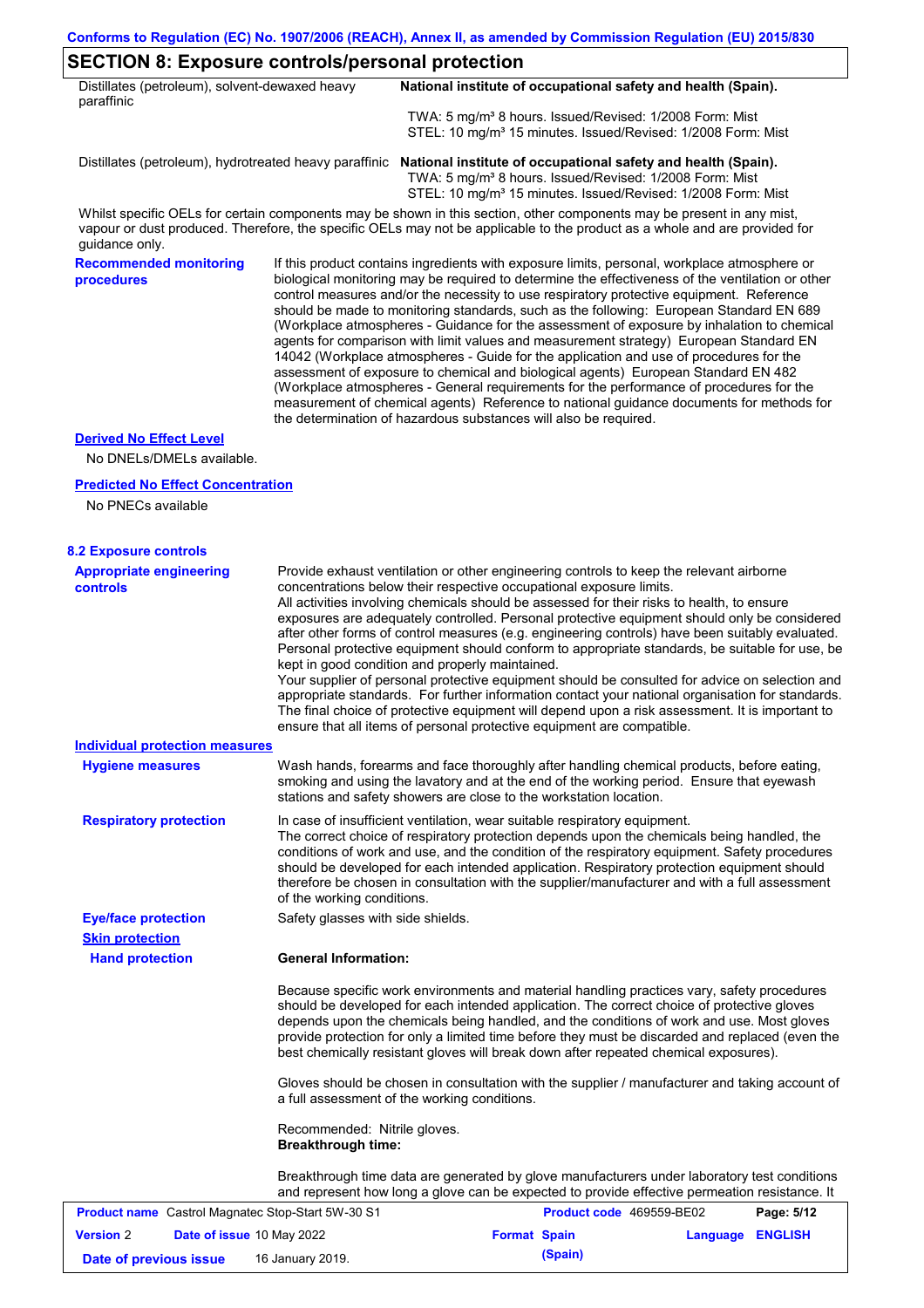## SECTION 8: Exposure controls/personal protection

| | |
|---|---|
| Distillates (petroleum), solvent-dewaxed heavy paraffinic | **National institute of occupational safety and health (Spain).**<br>TWA: 5 mg/m³ 8 hours. Issued/Revised: 1/2008 Form: Mist<br>STEL: 10 mg/m³ 15 minutes. Issued/Revised: 1/2008 Form: Mist |
| Distillates (petroleum), hydrotreated heavy paraffinic | **National institute of occupational safety and health (Spain).**<br>TWA: 5 mg/m³ 8 hours. Issued/Revised: 1/2008 Form: Mist<br>STEL: 10 mg/m³ 15 minutes. Issued/Revised: 1/2008 Form: Mist |

Whilst specific OELs for certain components may be shown in this section, other components may be present in any mist, vapour or dust produced. Therefore, the specific OELs may not be applicable to the product as a whole and are provided for guidance only.

**Recommended monitoring procedures**

If this product contains ingredients with exposure limits, personal, workplace atmosphere or biological monitoring may be required to determine the effectiveness of the ventilation or other control measures and/or the necessity to use respiratory protective equipment. Reference should be made to monitoring standards, such as the following: European Standard EN 689 (Workplace atmospheres - Guidance for the assessment of exposure by inhalation to chemical agents for comparison with limit values and measurement strategy) European Standard EN 14042 (Workplace atmospheres - Guide for the application and use of procedures for the assessment of exposure to chemical and biological agents) European Standard EN 482 (Workplace atmospheres - General requirements for the performance of procedures for the measurement of chemical agents) Reference to national guidance documents for methods for the determination of hazardous substances will also be required.

**Derived No Effect Level**

No DNELs/DMELs available.

**Predicted No Effect Concentration**

No PNECs available

### 8.2 Exposure controls

**Appropriate engineering controls**

Provide exhaust ventilation or other engineering controls to keep the relevant airborne concentrations below their respective occupational exposure limits.
All activities involving chemicals should be assessed for their risks to health, to ensure exposures are adequately controlled. Personal protective equipment should only be considered after other forms of control measures (e.g. engineering controls) have been suitably evaluated. Personal protective equipment should conform to appropriate standards, be suitable for use, be kept in good condition and properly maintained.
Your supplier of personal protective equipment should be consulted for advice on selection and appropriate standards. For further information contact your national organisation for standards. The final choice of protective equipment will depend upon a risk assessment. It is important to ensure that all items of personal protective equipment are compatible.

**Individual protection measures**

**Hygiene measures**

Wash hands, forearms and face thoroughly after handling chemical products, before eating, smoking and using the lavatory and at the end of the working period. Ensure that eyewash stations and safety showers are close to the workstation location.

**Respiratory protection**

In case of insufficient ventilation, wear suitable respiratory equipment.
The correct choice of respiratory protection depends upon the chemicals being handled, the conditions of work and use, and the condition of the respiratory equipment. Safety procedures should be developed for each intended application. Respiratory protection equipment should therefore be chosen in consultation with the supplier/manufacturer and with a full assessment of the working conditions.

**Eye/face protection**

Safety glasses with side shields.

**Skin protection**

**Hand protection**

**General Information:**

Because specific work environments and material handling practices vary, safety procedures should be developed for each intended application. The correct choice of protective gloves depends upon the chemicals being handled, and the conditions of work and use. Most gloves provide protection for only a limited time before they must be discarded and replaced (even the best chemically resistant gloves will break down after repeated chemical exposures).

Gloves should be chosen in consultation with the supplier / manufacturer and taking account of a full assessment of the working conditions.

Recommended: Nitrile gloves.
**Breakthrough time:**

Breakthrough time data are generated by glove manufacturers under laboratory test conditions and represent how long a glove can be expected to provide effective permeation resistance. It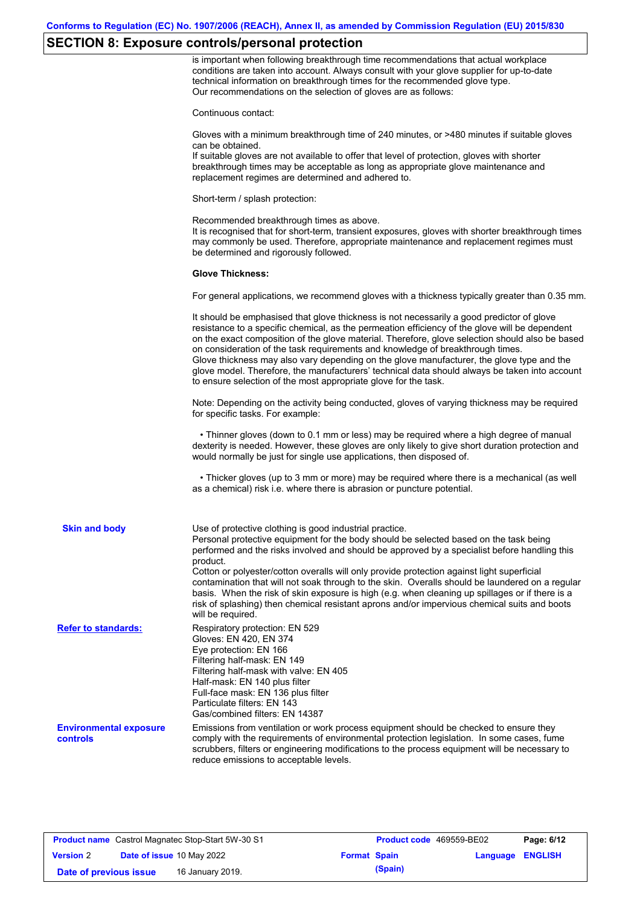## SECTION 8: Exposure controls/personal protection

is important when following breakthrough time recommendations that actual workplace conditions are taken into account. Always consult with your glove supplier for up-to-date technical information on breakthrough times for the recommended glove type.
Our recommendations on the selection of gloves are as follows:

Continuous contact:

Gloves with a minimum breakthrough time of 240 minutes, or >480 minutes if suitable gloves can be obtained.
If suitable gloves are not available to offer that level of protection, gloves with shorter breakthrough times may be acceptable as long as appropriate glove maintenance and replacement regimes are determined and adhered to.

Short-term / splash protection:

Recommended breakthrough times as above.
It is recognised that for short-term, transient exposures, gloves with shorter breakthrough times may commonly be used. Therefore, appropriate maintenance and replacement regimes must be determined and rigorously followed.

**Glove Thickness:**

For general applications, we recommend gloves with a thickness typically greater than 0.35 mm.

It should be emphasised that glove thickness is not necessarily a good predictor of glove resistance to a specific chemical, as the permeation efficiency of the glove will be dependent on the exact composition of the glove material. Therefore, glove selection should also be based on consideration of the task requirements and knowledge of breakthrough times.
Glove thickness may also vary depending on the glove manufacturer, the glove type and the glove model. Therefore, the manufacturers' technical data should always be taken into account to ensure selection of the most appropriate glove for the task.

Note: Depending on the activity being conducted, gloves of varying thickness may be required for specific tasks. For example:

- Thinner gloves (down to 0.1 mm or less) may be required where a high degree of manual dexterity is needed. However, these gloves are only likely to give short duration protection and would normally be just for single use applications, then disposed of.

- Thicker gloves (up to 3 mm or more) may be required where there is a mechanical (as well as a chemical) risk i.e. where there is abrasion or puncture potential.

**Skin and body**

Use of protective clothing is good industrial practice.
Personal protective equipment for the body should be selected based on the task being performed and the risks involved and should be approved by a specialist before handling this product.
Cotton or polyester/cotton overalls will only provide protection against light superficial contamination that will not soak through to the skin. Overalls should be laundered on a regular basis. When the risk of skin exposure is high (e.g. when cleaning up spillages or if there is a risk of splashing) then chemical resistant aprons and/or impervious chemical suits and boots will be required.

**Refer to standards:**

Respiratory protection: EN 529
Gloves: EN 420, EN 374
Eye protection: EN 166
Filtering half-mask: EN 149
Filtering half-mask with valve: EN 405
Half-mask: EN 140 plus filter
Full-face mask: EN 136 plus filter
Particulate filters: EN 143
Gas/combined filters: EN 14387

**Environmental exposure controls**

Emissions from ventilation or work process equipment should be checked to ensure they comply with the requirements of environmental protection legislation. In some cases, fume scrubbers, filters or engineering modifications to the process equipment will be necessary to reduce emissions to acceptable levels.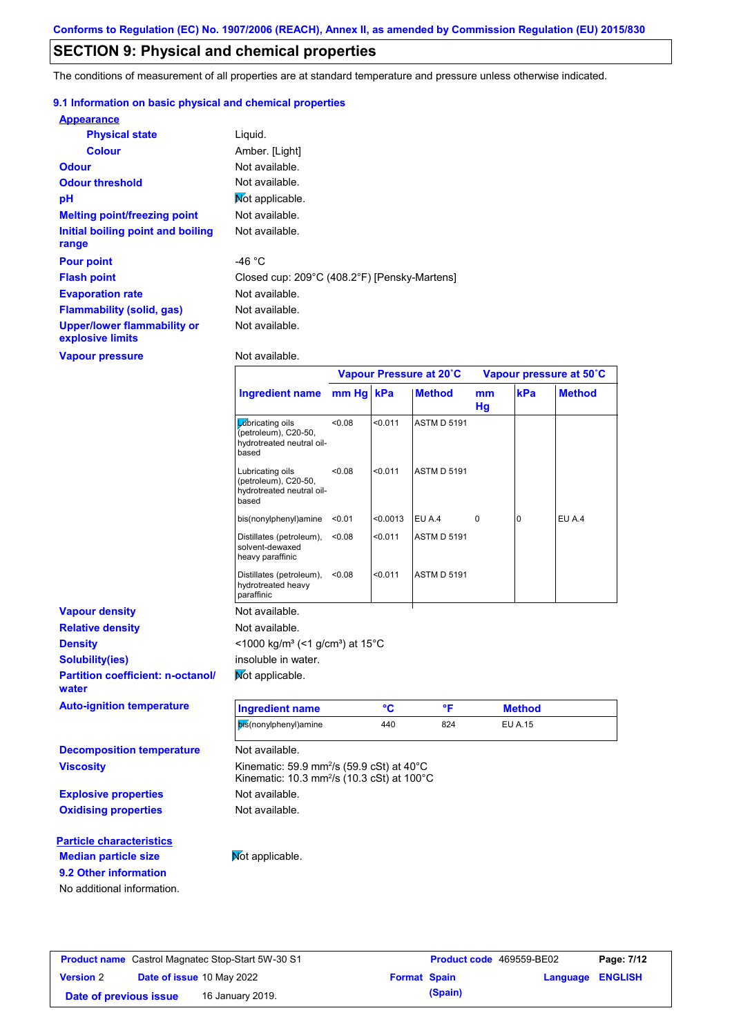Conforms to Regulation (EC) No. 1907/2006 (REACH), Annex II, as amended by Commission Regulation (EU) 2015/830

# SECTION 9: Physical and chemical properties

The conditions of measurement of all properties are at standard temperature and pressure unless otherwise indicated.

## 9.1 Information on basic physical and chemical properties

**Appearance**

**Physical state** Liquid.

**Colour** Amber. [Light]

**Odour** Not available.

**Odour threshold** Not available.

**pH** Not applicable.

**Melting point/freezing point** Not available.

**Initial boiling point and boiling range** Not available.

**Pour point** -46 °C

**Flash point** Closed cup: 209°C (408.2°F) [Pensky-Martens]

**Evaporation rate** Not available.

**Flammability (solid, gas)** Not available.

**Upper/lower flammability or explosive limits** Not available.

**Vapour pressure** Not available.

| | Vapour Pressure at 20˚C | | | Vapour pressure at 50˚C | | |
|---|---|---|---|---|---|---|
| **Ingredient name** | **mm Hg** | **kPa** | **Method** | **mm Hg** | **kPa** | **Method** |
| Lubricating oils (petroleum), C20-50, hydrotreated neutral oil-based | <0.08 | <0.011 | ASTM D 5191 | | | |
| Lubricating oils (petroleum), C20-50, hydrotreated neutral oil-based | <0.08 | <0.011 | ASTM D 5191 | | | |
| bis(nonylphenyl)amine | <0.01 | <0.0013 | EU A.4 | 0 | 0 | EU A.4 |
| Distillates (petroleum), solvent-dewaxed heavy paraffinic | <0.08 | <0.011 | ASTM D 5191 | | | |
| Distillates (petroleum), hydrotreated heavy paraffinic | <0.08 | <0.011 | ASTM D 5191 | | | |

**Vapour density** Not available.

**Relative density** Not available.

**Density** <1000 kg/m³ (<1 g/cm³) at 15°C

**Solubility(ies)** insoluble in water.

**Partition coefficient: n-octanol/water** Not applicable.

**Auto-ignition temperature**

| Ingredient name | °C | °F | Method |
|---|---|---|---|
| bis(nonylphenyl)amine | 440 | 824 | EU A.15 |

**Decomposition temperature** Not available.

**Viscosity** Kinematic: 59.9 mm²/s (59.9 cSt) at 40°C
Kinematic: 10.3 mm²/s (10.3 cSt) at 100°C

**Explosive properties** Not available.

**Oxidising properties** Not available.

**Particle characteristics**

**Median particle size** Not applicable.

## 9.2 Other information

No additional information.

| Product name | Castrol Magnatec Stop-Start 5W-30 S1 | Product code | 469559-BE02 |
|---|---|---|---|
| Version | 2 | Date of issue | 10 May 2022 |
| Format | Spain (Spain) | Language | ENGLISH |
| Date of previous issue | 16 January 2019. | | |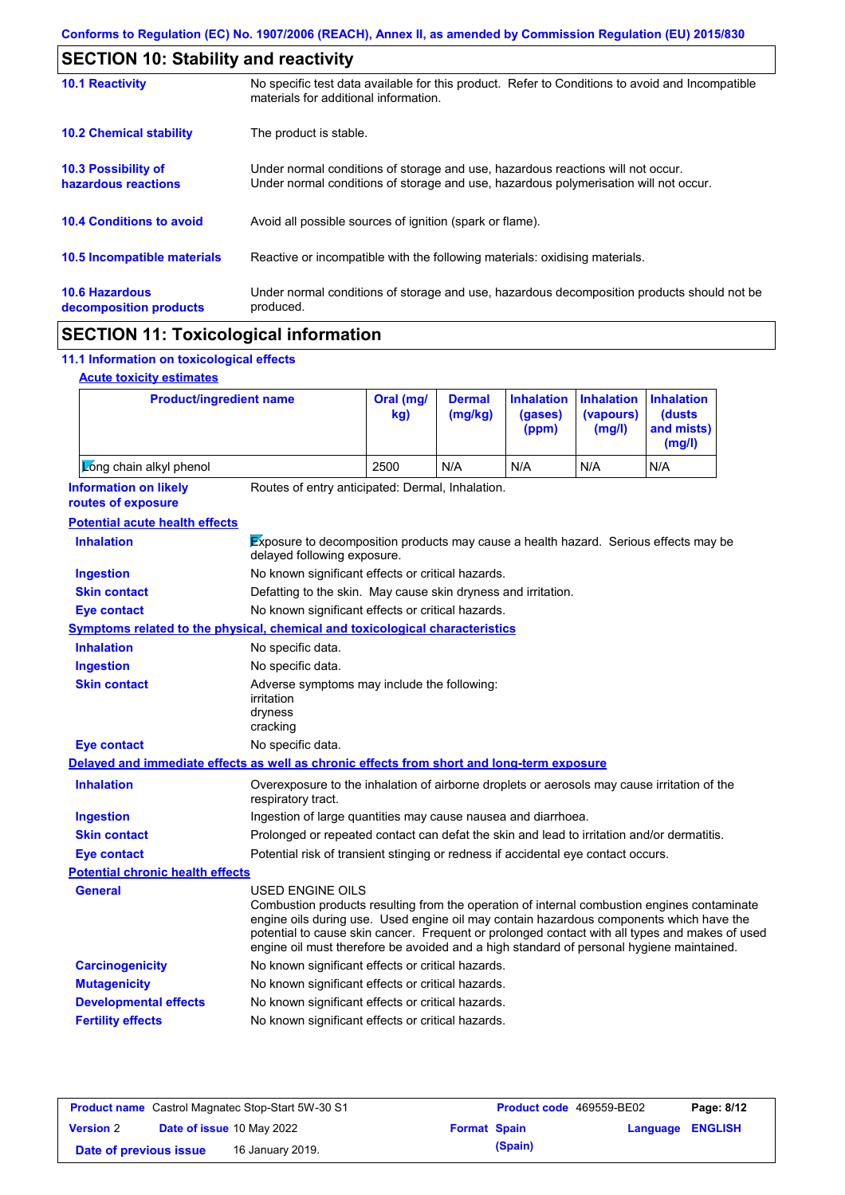## SECTION 10: Stability and reactivity

**10.1 Reactivity**
No specific test data available for this product. Refer to Conditions to avoid and Incompatible materials for additional information.

**10.2 Chemical stability**
The product is stable.

**10.3 Possibility of hazardous reactions**
Under normal conditions of storage and use, hazardous reactions will not occur.
Under normal conditions of storage and use, hazardous polymerisation will not occur.

**10.4 Conditions to avoid**
Avoid all possible sources of ignition (spark or flame).

**10.5 Incompatible materials**
Reactive or incompatible with the following materials: oxidising materials.

**10.6 Hazardous decomposition products**
Under normal conditions of storage and use, hazardous decomposition products should not be produced.

## SECTION 11: Toxicological information

### 11.1 Information on toxicological effects

**Acute toxicity estimates**

| Product/ingredient name | Oral (mg/kg) | Dermal (mg/kg) | Inhalation (gases) (ppm) | Inhalation (vapours) (mg/l) | Inhalation (dusts and mists) (mg/l) |
|---|---|---|---|---|---|
| Long chain alkyl phenol | 2500 | N/A | N/A | N/A | N/A |

**Information on likely routes of exposure**
Routes of entry anticipated: Dermal, Inhalation.

**Potential acute health effects**

**Inhalation**: Exposure to decomposition products may cause a health hazard. Serious effects may be delayed following exposure.
**Ingestion**: No known significant effects or critical hazards.
**Skin contact**: Defatting to the skin. May cause skin dryness and irritation.
**Eye contact**: No known significant effects or critical hazards.

**Symptoms related to the physical, chemical and toxicological characteristics**

**Inhalation**: No specific data.
**Ingestion**: No specific data.
**Skin contact**: Adverse symptoms may include the following:
irritation
dryness
cracking
**Eye contact**: No specific data.

**Delayed and immediate effects as well as chronic effects from short and long-term exposure**

**Inhalation**: Overexposure to the inhalation of airborne droplets or aerosols may cause irritation of the respiratory tract.
**Ingestion**: Ingestion of large quantities may cause nausea and diarrhoea.
**Skin contact**: Prolonged or repeated contact can defat the skin and lead to irritation and/or dermatitis.
**Eye contact**: Potential risk of transient stinging or redness if accidental eye contact occurs.

**Potential chronic health effects**

**General**: USED ENGINE OILS
Combustion products resulting from the operation of internal combustion engines contaminate engine oils during use. Used engine oil may contain hazardous components which have the potential to cause skin cancer. Frequent or prolonged contact with all types and makes of used engine oil must therefore be avoided and a high standard of personal hygiene maintained.
**Carcinogenicity**: No known significant effects or critical hazards.
**Mutagenicity**: No known significant effects or critical hazards.
**Developmental effects**: No known significant effects or critical hazards.
**Fertility effects**: No known significant effects or critical hazards.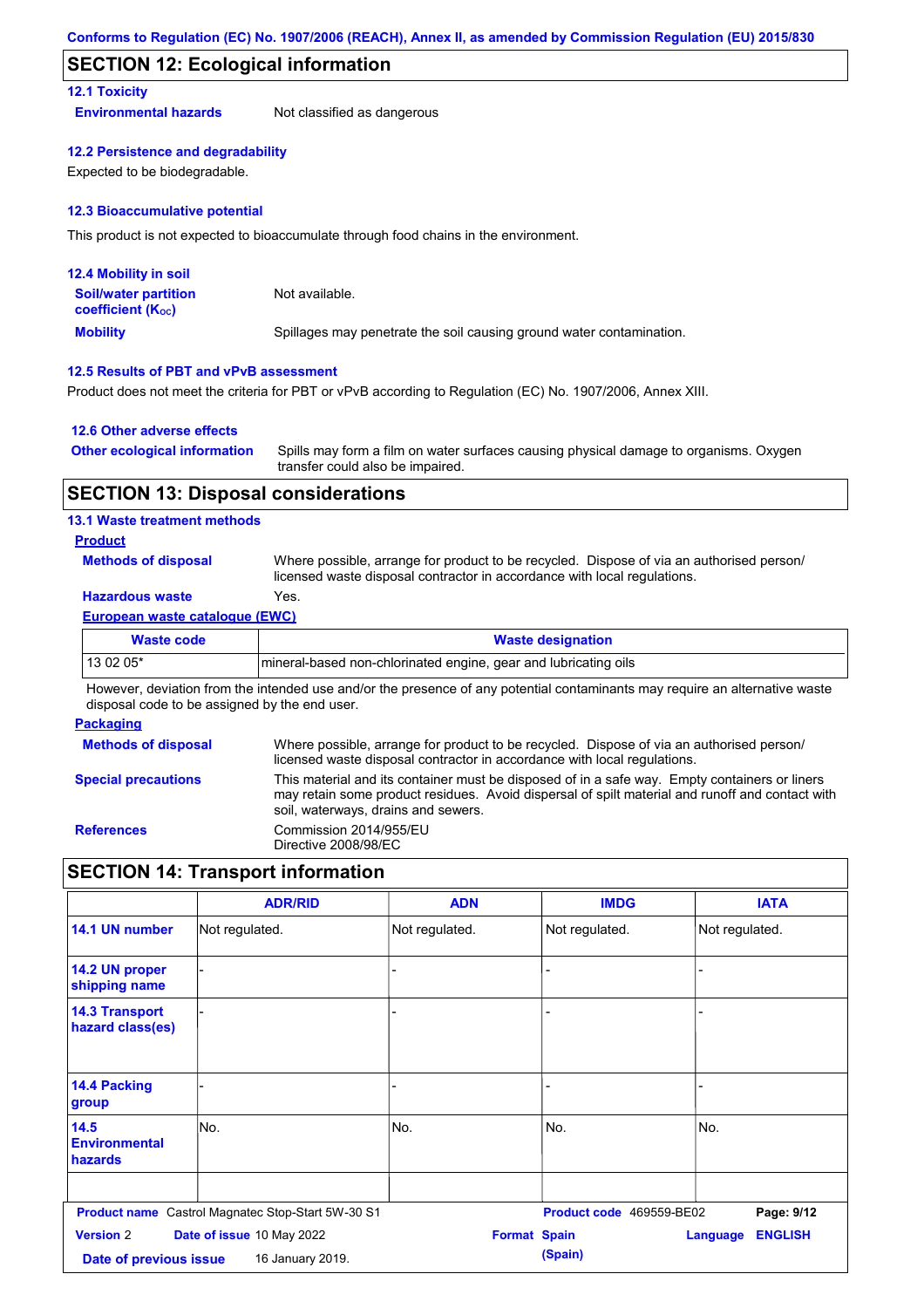## SECTION 12: Ecological information

### 12.1 Toxicity

**Environmental hazards** Not classified as dangerous

### 12.2 Persistence and degradability

Expected to be biodegradable.

### 12.3 Bioaccumulative potential

This product is not expected to bioaccumulate through food chains in the environment.

### 12.4 Mobility in soil

**Soil/water partition coefficient ($K_{OC}$)** Not available.

**Mobility** Spillages may penetrate the soil causing ground water contamination.

### 12.5 Results of PBT and vPvB assessment

Product does not meet the criteria for PBT or vPvB according to Regulation (EC) No. 1907/2006, Annex XIII.

### 12.6 Other adverse effects

**Other ecological information** Spills may form a film on water surfaces causing physical damage to organisms. Oxygen transfer could also be impaired.

## SECTION 13: Disposal considerations

### 13.1 Waste treatment methods

**Product**

**Methods of disposal** Where possible, arrange for product to be recycled. Dispose of via an authorised person/ licensed waste disposal contractor in accordance with local regulations.

**Hazardous waste** Yes.

**European waste catalogue (EWC)**

| Waste code | Waste designation |
|---|---|
| 13 02 05* | mineral-based non-chlorinated engine, gear and lubricating oils |

However, deviation from the intended use and/or the presence of any potential contaminants may require an alternative waste disposal code to be assigned by the end user.

**Packaging**

**Methods of disposal** Where possible, arrange for product to be recycled. Dispose of via an authorised person/ licensed waste disposal contractor in accordance with local regulations.

**Special precautions** This material and its container must be disposed of in a safe way. Empty containers or liners may retain some product residues. Avoid dispersal of spilt material and runoff and contact with soil, waterways, drains and sewers.

**References** Commission 2014/955/EU
Directive 2008/98/EC

## SECTION 14: Transport information

| | ADR/RID | ADN | IMDG | IATA |
|---|---|---|---|---|
| 14.1 UN number | Not regulated. | Not regulated. | Not regulated. | Not regulated. |
| 14.2 UN proper shipping name | - | - | - | - |
| 14.3 Transport hazard class(es) | - | - | - | - |
| 14.4 Packing group | - | - | - | - |
| 14.5 Environmental hazards | No. | No. | No. | No. |
| | | | | |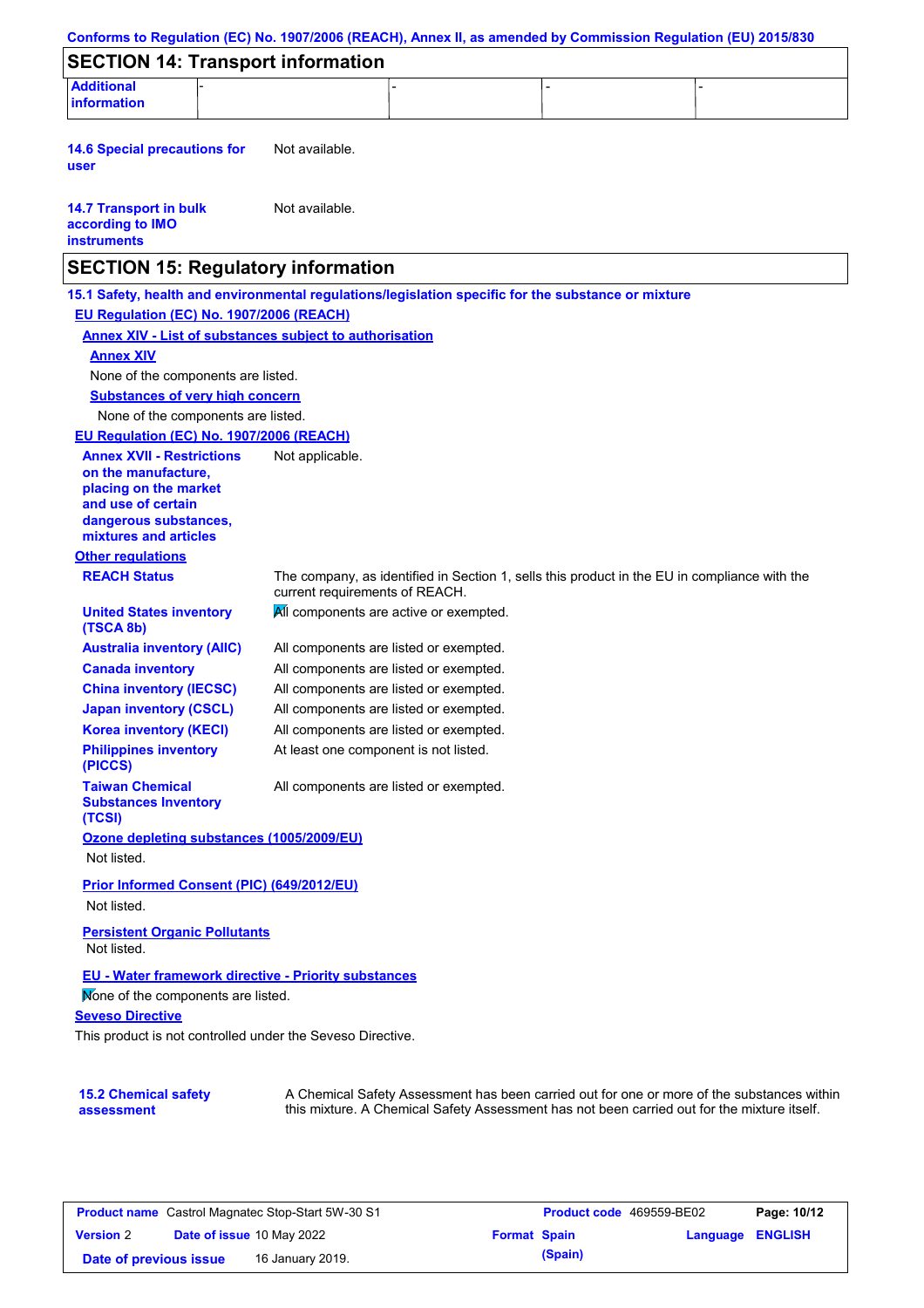## SECTION 14: Transport information

| Additional information | - | - | - | - |
|---|---|---|---|---|

**14.6 Special precautions for user** Not available.

**14.7 Transport in bulk according to IMO instruments** Not available.

## SECTION 15: Regulatory information

**15.1 Safety, health and environmental regulations/legislation specific for the substance or mixture**

**EU Regulation (EC) No. 1907/2006 (REACH)**

**Annex XIV - List of substances subject to authorisation**

**Annex XIV**

None of the components are listed.

**Substances of very high concern**

None of the components are listed.

**EU Regulation (EC) No. 1907/2006 (REACH)**

**Annex XVII - Restrictions on the manufacture, placing on the market and use of certain dangerous substances, mixtures and articles** Not applicable.

**Other regulations**

| | |
|---|---|
| **REACH Status** | The company, as identified in Section 1, sells this product in the EU in compliance with the current requirements of REACH. |
| **United States inventory (TSCA 8b)** | All components are active or exempted. |
| **Australia inventory (AIIC)** | All components are listed or exempted. |
| **Canada inventory** | All components are listed or exempted. |
| **China inventory (IECSC)** | All components are listed or exempted. |
| **Japan inventory (CSCL)** | All components are listed or exempted. |
| **Korea inventory (KECI)** | All components are listed or exempted. |
| **Philippines inventory (PICCS)** | At least one component is not listed. |
| **Taiwan Chemical Substances Inventory (TCSI)** | All components are listed or exempted. |

**Ozone depleting substances (1005/2009/EU)**

Not listed.

**Prior Informed Consent (PIC) (649/2012/EU)**

Not listed.

**Persistent Organic Pollutants**

Not listed.

**EU - Water framework directive - Priority substances**

None of the components are listed.

**Seveso Directive**

This product is not controlled under the Seveso Directive.

**15.2 Chemical safety assessment** A Chemical Safety Assessment has been carried out for one or more of the substances within this mixture. A Chemical Safety Assessment has not been carried out for the mixture itself.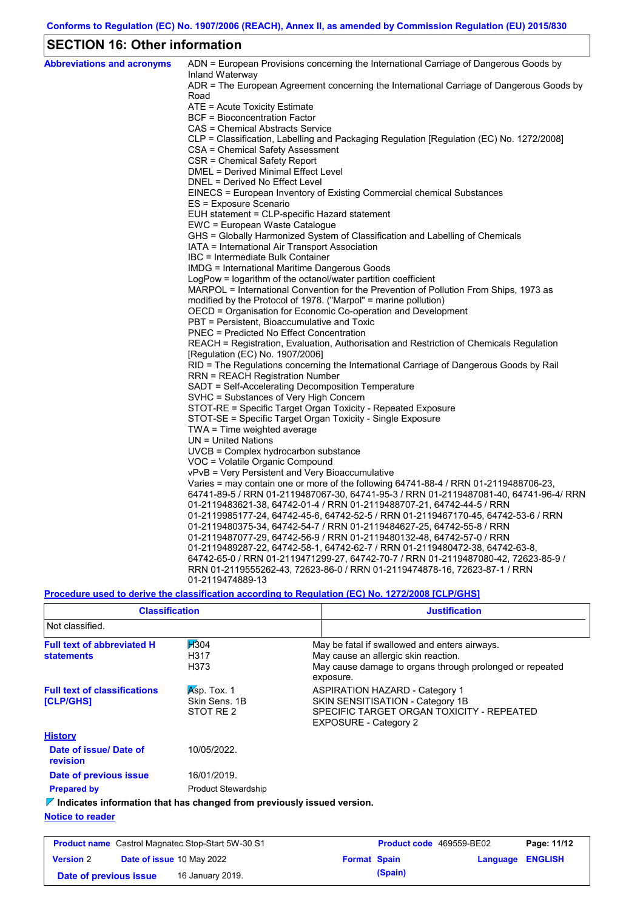## SECTION 16: Other information

**Abbreviations and acronyms**

ADN = European Provisions concerning the International Carriage of Dangerous Goods by Inland Waterway
ADR = The European Agreement concerning the International Carriage of Dangerous Goods by Road
ATE = Acute Toxicity Estimate
BCF = Bioconcentration Factor
CAS = Chemical Abstracts Service
CLP = Classification, Labelling and Packaging Regulation [Regulation (EC) No. 1272/2008]
CSA = Chemical Safety Assessment
CSR = Chemical Safety Report
DMEL = Derived Minimal Effect Level
DNEL = Derived No Effect Level
EINECS = European Inventory of Existing Commercial chemical Substances
ES = Exposure Scenario
EUH statement = CLP-specific Hazard statement
EWC = European Waste Catalogue
GHS = Globally Harmonized System of Classification and Labelling of Chemicals
IATA = International Air Transport Association
IBC = Intermediate Bulk Container
IMDG = International Maritime Dangerous Goods
LogPow = logarithm of the octanol/water partition coefficient
MARPOL = International Convention for the Prevention of Pollution From Ships, 1973 as modified by the Protocol of 1978. ("Marpol" = marine pollution)
OECD = Organisation for Economic Co-operation and Development
PBT = Persistent, Bioaccumulative and Toxic
PNEC = Predicted No Effect Concentration
REACH = Registration, Evaluation, Authorisation and Restriction of Chemicals Regulation [Regulation (EC) No. 1907/2006]
RID = The Regulations concerning the International Carriage of Dangerous Goods by Rail
RRN = REACH Registration Number
SADT = Self-Accelerating Decomposition Temperature
SVHC = Substances of Very High Concern
STOT-RE = Specific Target Organ Toxicity - Repeated Exposure
STOT-SE = Specific Target Organ Toxicity - Single Exposure
TWA = Time weighted average
UN = United Nations
UVCB = Complex hydrocarbon substance
VOC = Volatile Organic Compound
vPvB = Very Persistent and Very Bioaccumulative
Varies = may contain one or more of the following 64741-88-4 / RRN 01-2119488706-23, 64741-89-5 / RRN 01-2119487067-30, 64741-95-3 / RRN 01-2119487081-40, 64741-96-4/ RRN 01-2119483621-38, 64742-01-4 / RRN 01-2119488707-21, 64742-44-5 / RRN 01-2119985177-24, 64742-45-6, 64742-52-5 / RRN 01-2119467170-45, 64742-53-6 / RRN 01-2119480375-34, 64742-54-7 / RRN 01-2119484627-25, 64742-55-8 / RRN 01-2119487077-29, 64742-56-9 / RRN 01-2119480132-48, 64742-57-0 / RRN 01-2119489287-22, 64742-58-1, 64742-62-7 / RRN 01-2119480472-38, 64742-63-8, 64742-65-0 / RRN 01-2119471299-27, 64742-70-7 / RRN 01-2119487080-42, 72623-85-9 / RRN 01-2119555262-43, 72623-86-0 / RRN 01-2119474878-16, 72623-87-1 / RRN 01-2119474889-13

**Procedure used to derive the classification according to Regulation (EC) No. 1272/2008 [CLP/GHS]**

| Classification | Justification |
|---|---|
| Not classified. | |

**Full text of abbreviated H statements**

| | |
|---|---|
| H304 | May be fatal if swallowed and enters airways. |
| H317 | May cause an allergic skin reaction. |
| H373 | May cause damage to organs through prolonged or repeated exposure. |

**Full text of classifications [CLP/GHS]**

| | |
|---|---|
| Asp. Tox. 1 | ASPIRATION HAZARD - Category 1 |
| Skin Sens. 1B | SKIN SENSITISATION - Category 1B |
| STOT RE 2 | SPECIFIC TARGET ORGAN TOXICITY - REPEATED EXPOSURE - Category 2 |

**History**

**Date of issue/ Date of revision** 10/05/2022.

**Date of previous issue** 16/01/2019.

**Prepared by** Product Stewardship

**Indicates information that has changed from previously issued version.**

**Notice to reader**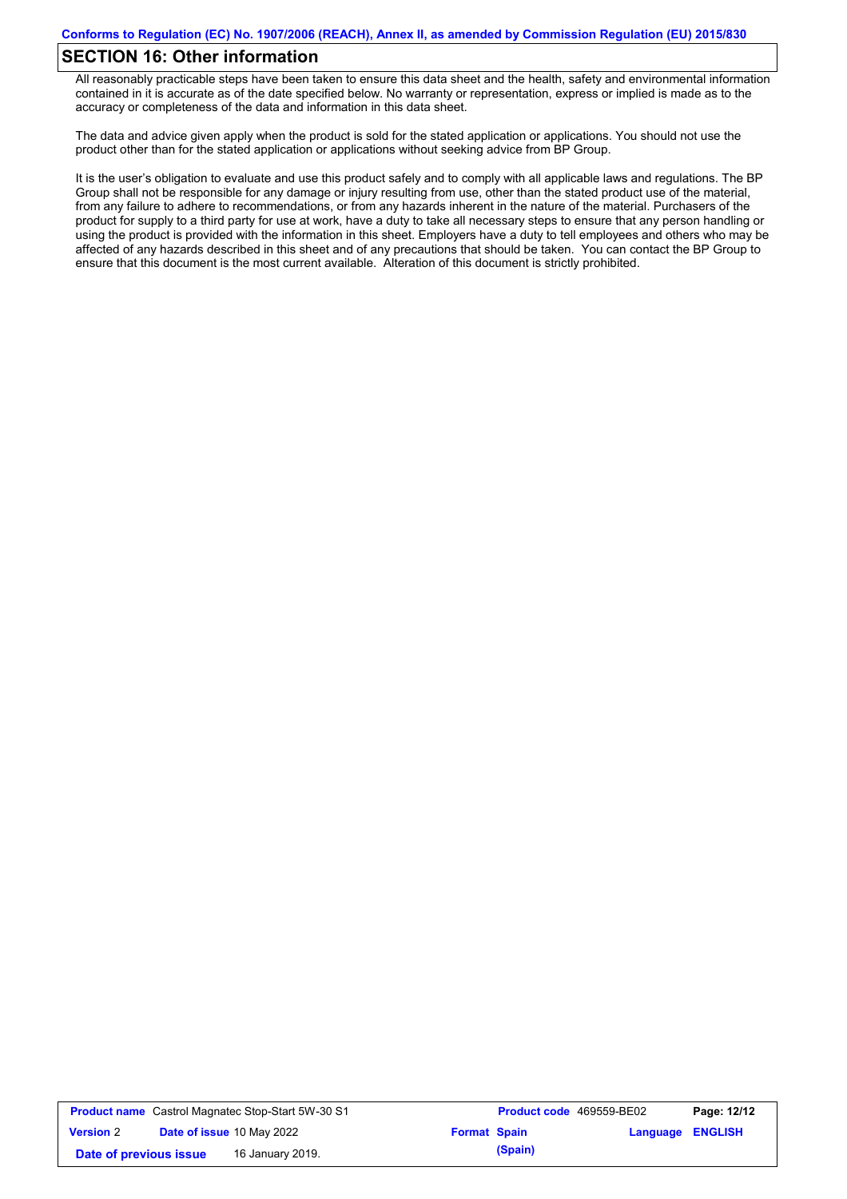## SECTION 16: Other information

All reasonably practicable steps have been taken to ensure this data sheet and the health, safety and environmental information contained in it is accurate as of the date specified below. No warranty or representation, express or implied is made as to the accuracy or completeness of the data and information in this data sheet.

The data and advice given apply when the product is sold for the stated application or applications. You should not use the product other than for the stated application or applications without seeking advice from BP Group.

It is the user's obligation to evaluate and use this product safely and to comply with all applicable laws and regulations. The BP Group shall not be responsible for any damage or injury resulting from use, other than the stated product use of the material, from any failure to adhere to recommendations, or from any hazards inherent in the nature of the material. Purchasers of the product for supply to a third party for use at work, have a duty to take all necessary steps to ensure that any person handling or using the product is provided with the information in this sheet. Employers have a duty to tell employees and others who may be affected of any hazards described in this sheet and of any precautions that should be taken. You can contact the BP Group to ensure that this document is the most current available. Alteration of this document is strictly prohibited.